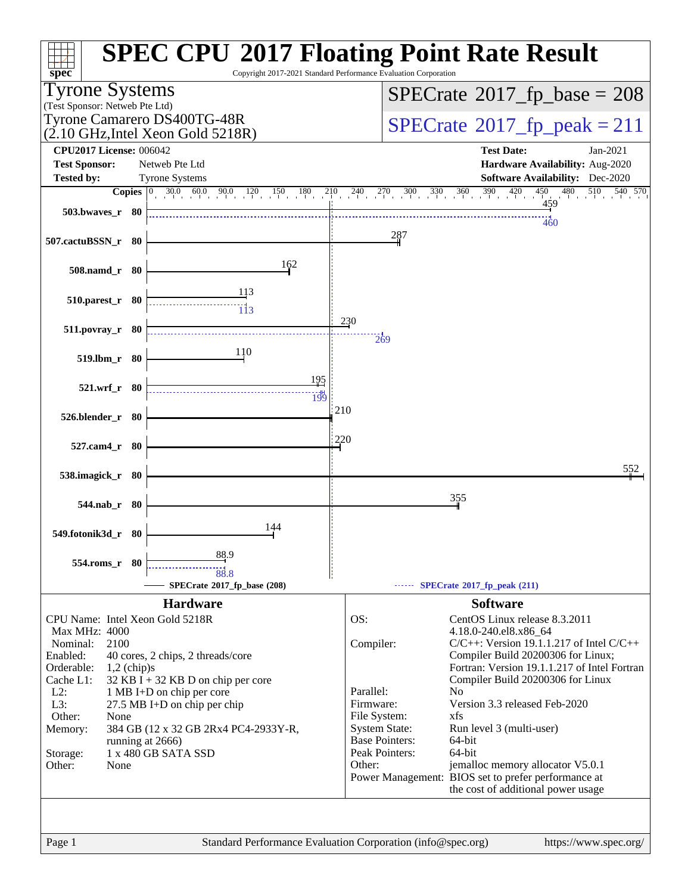# SPEC CPU 2017 Floating Point Rate Result

Copyright 2017-2021 Standard Performance Evaluation Corporation

**Tyrone Systems**
(Test Sponsor: Netweb Pte Ltd)
Tyrone Camarero DS400TG-48R
(2.10 GHz,Intel Xeon Gold 5218R)

**SPECrate 2017_fp_base = 208**

**SPECrate 2017_fp_peak = 211**

| | | | |
|---|---|---|---|
| **CPU2017 License:** | 006042 | **Test Date:** | Jan-2021 |
| **Test Sponsor:** | Netweb Pte Ltd | **Hardware Availability:** | Aug-2020 |
| **Tested by:** | Tyrone Systems | **Software Availability:** | Dec-2020 |

| Benchmark | Copies | Base | Peak |
|---|---|---|---|
| 503.bwaves_r | 80 | 459 | 460 |
| 507.cactuBSSN_r | 80 | 287 | |
| 508.namd_r | 80 | 162 | |
| 510.parest_r | 80 | 113 | 113 |
| 511.povray_r | 80 | 230 | 269 |
| 519.lbm_r | 80 | 110 | |
| 521.wrf_r | 80 | 195 | 199 |
| 526.blender_r | 80 | 210 | |
| 527.cam4_r | 80 | 220 | |
| 538.imagick_r | 80 | 552 | |
| 544.nab_r | 80 | 355 | |
| 549.fotonik3d_r | 80 | 144 | |
| 554.roms_r | 80 | 88.9 | 88.8 |

SPECrate 2017_fp_base (208) ------ SPECrate 2017_fp_peak (211)

## Hardware

| | |
|---|---|
| CPU Name: | Intel Xeon Gold 5218R |
| Max MHz: | 4000 |
| Nominal: | 2100 |
| Enabled: | 40 cores, 2 chips, 2 threads/core |
| Orderable: | 1,2 (chip)s |
| Cache L1: | 32 KB I + 32 KB D on chip per core |
| L2: | 1 MB I+D on chip per core |
| L3: | 27.5 MB I+D on chip per chip |
| Other: | None |
| Memory: | 384 GB (12 x 32 GB 2Rx4 PC4-2933Y-R, running at 2666) |
| Storage: | 1 x 480 GB SATA SSD |
| Other: | None |

## Software

| | |
|---|---|
| OS: | CentOS Linux release 8.3.2011 4.18.0-240.el8.x86_64 |
| Compiler: | C/C++: Version 19.1.1.217 of Intel C/C++ Compiler Build 20200306 for Linux; Fortran: Version 19.1.1.217 of Intel Fortran Compiler Build 20200306 for Linux |
| Parallel: | No |
| Firmware: | Version 3.3 released Feb-2020 |
| File System: | xfs |
| System State: | Run level 3 (multi-user) |
| Base Pointers: | 64-bit |
| Peak Pointers: | 64-bit |
| Other: | jemalloc memory allocator V5.0.1 |
| Power Management: | BIOS set to prefer performance at the cost of additional power usage |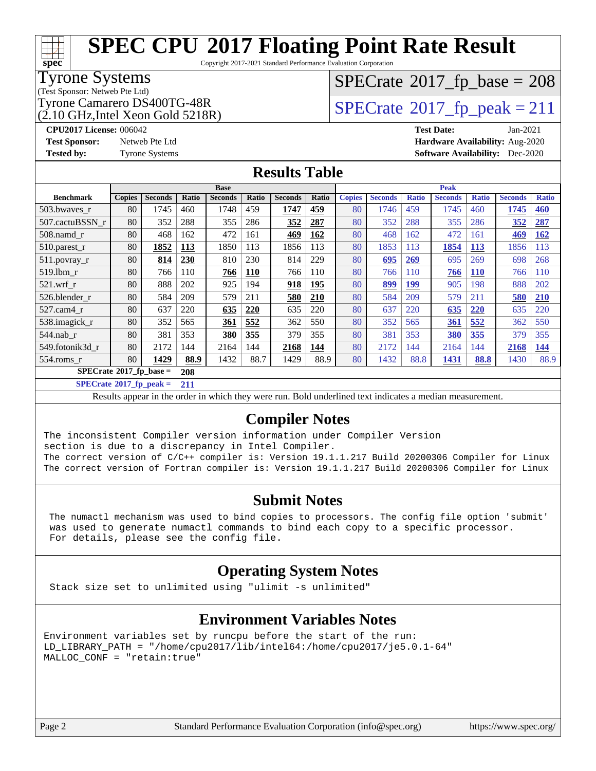# SPEC CPU 2017 Floating Point Rate Result

Copyright 2017-2021 Standard Performance Evaluation Corporation

**Tyrone Systems**
(Test Sponsor: Netweb Pte Ltd)
Tyrone Camarero DS400TG-48R
(2.10 GHz,Intel Xeon Gold 5218R)

SPECrate 2017_fp_base = 208

SPECrate 2017_fp_peak = 211

**CPU2017 License:** 006042
**Test Sponsor:** Netweb Pte Ltd
**Tested by:** Tyrone Systems

**Test Date:** Jan-2021
**Hardware Availability:** Aug-2020
**Software Availability:** Dec-2020

## Results Table

| Benchmark | Base | | | | | | | Peak | | | | | | |
|---|---|---|---|---|---|---|---|---|---|---|---|---|---|---|
| | Copies | Seconds | Ratio | Seconds | Ratio | Seconds | Ratio | Copies | Seconds | Ratio | Seconds | Ratio | Seconds | Ratio |
| 503.bwaves_r | 80 | 1745 | 460 | 1748 | 459 | **1747** | **459** | 80 | 1746 | 459 | 1745 | 460 | **1745** | **460** |
| 507.cactuBSSN_r | 80 | 352 | 288 | 355 | 286 | **352** | **287** | 80 | 352 | 288 | 355 | 286 | **352** | **287** |
| 508.namd_r | 80 | 468 | 162 | 472 | 161 | **469** | **162** | 80 | 468 | 162 | 472 | 161 | **469** | **162** |
| 510.parest_r | 80 | **1852** | **113** | 1850 | 113 | 1856 | 113 | 80 | 1853 | 113 | **1854** | **113** | 1856 | 113 |
| 511.povray_r | 80 | **814** | **230** | 810 | 230 | 814 | 229 | 80 | **695** | **269** | 695 | 269 | 698 | 268 |
| 519.lbm_r | 80 | 766 | 110 | **766** | **110** | 766 | 110 | 80 | 766 | 110 | **766** | **110** | 766 | 110 |
| 521.wrf_r | 80 | 888 | 202 | 925 | 194 | **918** | **195** | 80 | **899** | **199** | 905 | 198 | 888 | 202 |
| 526.blender_r | 80 | 584 | 209 | 579 | 211 | **580** | **210** | 80 | 584 | 209 | 579 | 211 | **580** | **210** |
| 527.cam4_r | 80 | 637 | 220 | **635** | **220** | 635 | 220 | 80 | 637 | 220 | **635** | **220** | 635 | 220 |
| 538.imagick_r | 80 | 352 | 565 | **361** | **552** | 362 | 550 | 80 | 352 | 565 | **361** | **552** | 362 | 550 |
| 544.nab_r | 80 | 381 | 353 | **380** | **355** | 379 | 355 | 80 | 381 | 353 | **380** | **355** | 379 | 355 |
| 549.fotonik3d_r | 80 | 2172 | 144 | 2164 | 144 | **2168** | **144** | 80 | 2172 | 144 | 2164 | 144 | **2168** | **144** |
| 554.roms_r | 80 | **1429** | **88.9** | 1432 | 88.7 | 1429 | 88.9 | 80 | 1432 | 88.8 | **1431** | **88.8** | 1430 | 88.9 |

**SPECrate 2017_fp_base = 208**

**SPECrate 2017_fp_peak = 211**

Results appear in the order in which they were run. Bold underlined text indicates a median measurement.

## Compiler Notes

```
The inconsistent Compiler version information under Compiler Version
section is due to a discrepancy in Intel Compiler.
The correct version of C/C++ compiler is: Version 19.1.1.217 Build 20200306 Compiler for Linux
The correct version of Fortran compiler is: Version 19.1.1.217 Build 20200306 Compiler for Linux
```

## Submit Notes

```
The numactl mechanism was used to bind copies to processors. The config file option 'submit'
was used to generate numactl commands to bind each copy to a specific processor.
For details, please see the config file.
```

## Operating System Notes

```
Stack size set to unlimited using "ulimit -s unlimited"
```

## Environment Variables Notes

```
Environment variables set by runcpu before the start of the run:
LD_LIBRARY_PATH = "/home/cpu2017/lib/intel64:/home/cpu2017/je5.0.1-64"
MALLOC_CONF = "retain:true"
```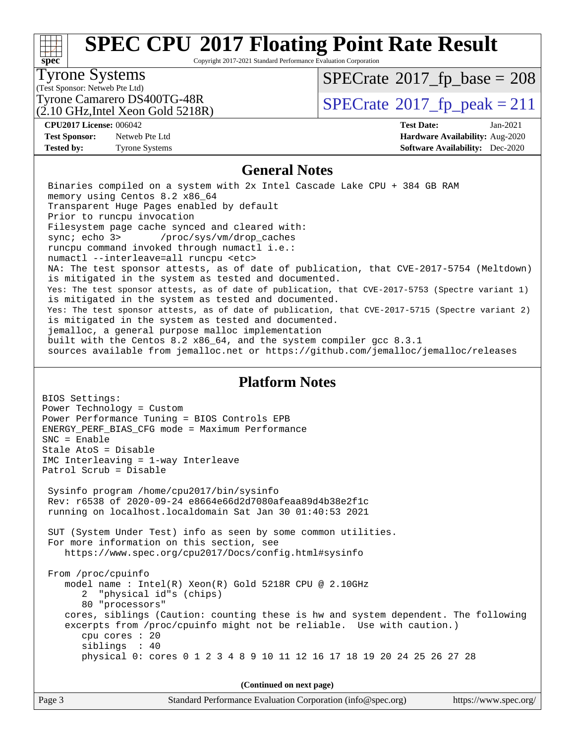# SPEC CPU 2017 Floating Point Rate Result

Copyright 2017-2021 Standard Performance Evaluation Corporation

**Tyrone Systems**
(Test Sponsor: Netweb Pte Ltd)
Tyrone Camarero DS400TG-48R
(2.10 GHz,Intel Xeon Gold 5218R)

SPECrate 2017_fp_base = 208
SPECrate 2017_fp_peak = 211

**CPU2017 License:** 006042
**Test Sponsor:** Netweb Pte Ltd
**Tested by:** Tyrone Systems
**Test Date:** Jan-2021
**Hardware Availability:** Aug-2020
**Software Availability:** Dec-2020

## General Notes

```
Binaries compiled on a system with 2x Intel Cascade Lake CPU + 384 GB RAM
memory using Centos 8.2 x86_64
Transparent Huge Pages enabled by default
Prior to runcpu invocation
Filesystem page cache synced and cleared with:
sync; echo 3>       /proc/sys/vm/drop_caches
runcpu command invoked through numactl i.e.:
numactl --interleave=all runcpu <etc>
NA: The test sponsor attests, as of date of publication, that CVE-2017-5754 (Meltdown)
is mitigated in the system as tested and documented.
Yes: The test sponsor attests, as of date of publication, that CVE-2017-5753 (Spectre variant 1)
is mitigated in the system as tested and documented.
Yes: The test sponsor attests, as of date of publication, that CVE-2017-5715 (Spectre variant 2)
is mitigated in the system as tested and documented.
jemalloc, a general purpose malloc implementation
built with the Centos 8.2 x86_64, and the system compiler gcc 8.3.1
sources available from jemalloc.net or https://github.com/jemalloc/jemalloc/releases
```

## Platform Notes

```
BIOS Settings:
Power Technology = Custom
Power Performance Tuning = BIOS Controls EPB
ENERGY_PERF_BIAS_CFG mode = Maximum Performance
SNC = Enable
Stale AtoS = Disable
IMC Interleaving = 1-way Interleave
Patrol Scrub = Disable

 Sysinfo program /home/cpu2017/bin/sysinfo
 Rev: r6538 of 2020-09-24 e8664e66d2d7080afeaa89d4b38e2f1c
 running on localhost.localdomain Sat Jan 30 01:40:53 2021

 SUT (System Under Test) info as seen by some common utilities.
 For more information on this section, see
    https://www.spec.org/cpu2017/Docs/config.html#sysinfo

 From /proc/cpuinfo
    model name : Intel(R) Xeon(R) Gold 5218R CPU @ 2.10GHz
       2  "physical id"s (chips)
       80 "processors"
    cores, siblings (Caution: counting these is hw and system dependent. The following
    excerpts from /proc/cpuinfo might not be reliable.  Use with caution.)
       cpu cores : 20
       siblings  : 40
       physical 0: cores 0 1 2 3 4 8 9 10 11 12 16 17 18 19 20 24 25 26 27 28
```

**(Continued on next page)**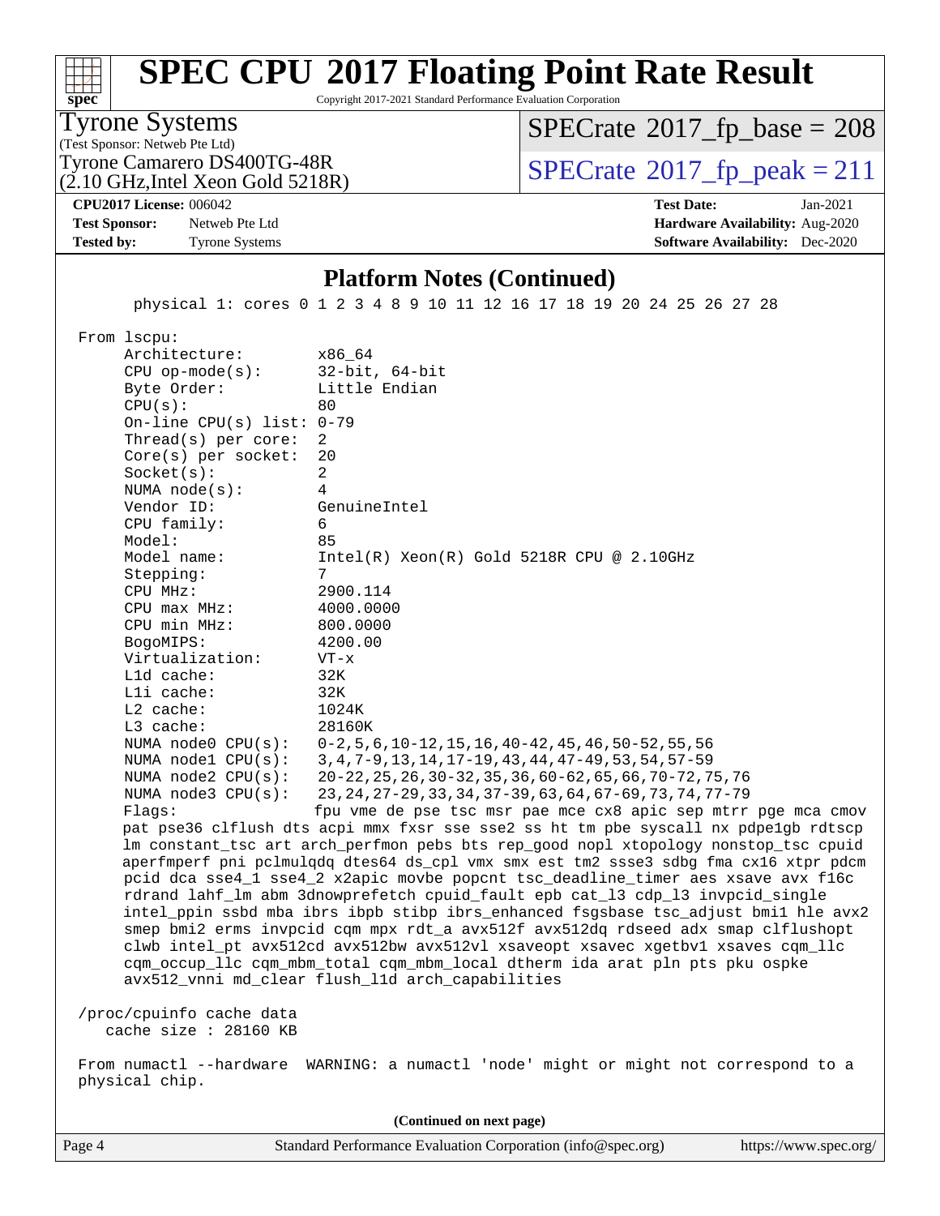# SPEC CPU 2017 Floating Point Rate Result

Copyright 2017-2021 Standard Performance Evaluation Corporation

**Tyrone Systems**
(Test Sponsor: Netweb Pte Ltd)
Tyrone Camarero DS400TG-48R
(2.10 GHz,Intel Xeon Gold 5218R)

SPECrate 2017_fp_base = 208
SPECrate 2017_fp_peak = 211

**CPU2017 License:** 006042
**Test Sponsor:** Netweb Pte Ltd
**Tested by:** Tyrone Systems

**Test Date:** Jan-2021
**Hardware Availability:** Aug-2020
**Software Availability:** Dec-2020

## Platform Notes (Continued)

```
        physical 1: cores 0 1 2 3 4 8 9 10 11 12 16 17 18 19 20 24 25 26 27 28

 From lscpu:
      Architecture:        x86_64
      CPU op-mode(s):      32-bit, 64-bit
      Byte Order:          Little Endian
      CPU(s):              80
      On-line CPU(s) list: 0-79
      Thread(s) per core:  2
      Core(s) per socket:  20
      Socket(s):           2
      NUMA node(s):        4
      Vendor ID:           GenuineIntel
      CPU family:          6
      Model:               85
      Model name:          Intel(R) Xeon(R) Gold 5218R CPU @ 2.10GHz
      Stepping:            7
      CPU MHz:             2900.114
      CPU max MHz:         4000.0000
      CPU min MHz:         800.0000
      BogoMIPS:            4200.00
      Virtualization:      VT-x
      L1d cache:           32K
      L1i cache:           32K
      L2 cache:            1024K
      L3 cache:            28160K
      NUMA node0 CPU(s):   0-2,5,6,10-12,15,16,40-42,45,46,50-52,55,56
      NUMA node1 CPU(s):   3,4,7-9,13,14,17-19,43,44,47-49,53,54,57-59
      NUMA node2 CPU(s):   20-22,25,26,30-32,35,36,60-62,65,66,70-72,75,76
      NUMA node3 CPU(s):   23,24,27-29,33,34,37-39,63,64,67-69,73,74,77-79
      Flags:               fpu vme de pse tsc msr pae mce cx8 apic sep mtrr pge mca cmov
      pat pse36 clflush dts acpi mmx fxsr sse sse2 ss ht tm pbe syscall nx pdpe1gb rdtscp
      lm constant_tsc art arch_perfmon pebs bts rep_good nopl xtopology nonstop_tsc cpuid
      aperfmperf pni pclmulqdq dtes64 ds_cpl vmx smx est tm2 ssse3 sdbg fma cx16 xtpr pdcm
      pcid dca sse4_1 sse4_2 x2apic movbe popcnt tsc_deadline_timer aes xsave avx f16c
      rdrand lahf_lm abm 3dnowprefetch cpuid_fault epb cat_l3 cdp_l3 invpcid_single
      intel_ppin ssbd mba ibrs ibpb stibp ibrs_enhanced fsgsbase tsc_adjust bmi1 hle avx2
      smep bmi2 erms invpcid cqm mpx rdt_a avx512f avx512dq rdseed adx smap clflushopt
      clwb intel_pt avx512cd avx512bw avx512vl xsaveopt xsavec xgetbv1 xsaves cqm_llc
      cqm_occup_llc cqm_mbm_total cqm_mbm_local dtherm ida arat pln pts pku ospke
      avx512_vnni md_clear flush_l1d arch_capabilities

 /proc/cpuinfo cache data
    cache size : 28160 KB

 From numactl --hardware  WARNING: a numactl 'node' might or might not correspond to a
 physical chip.
```

(Continued on next page)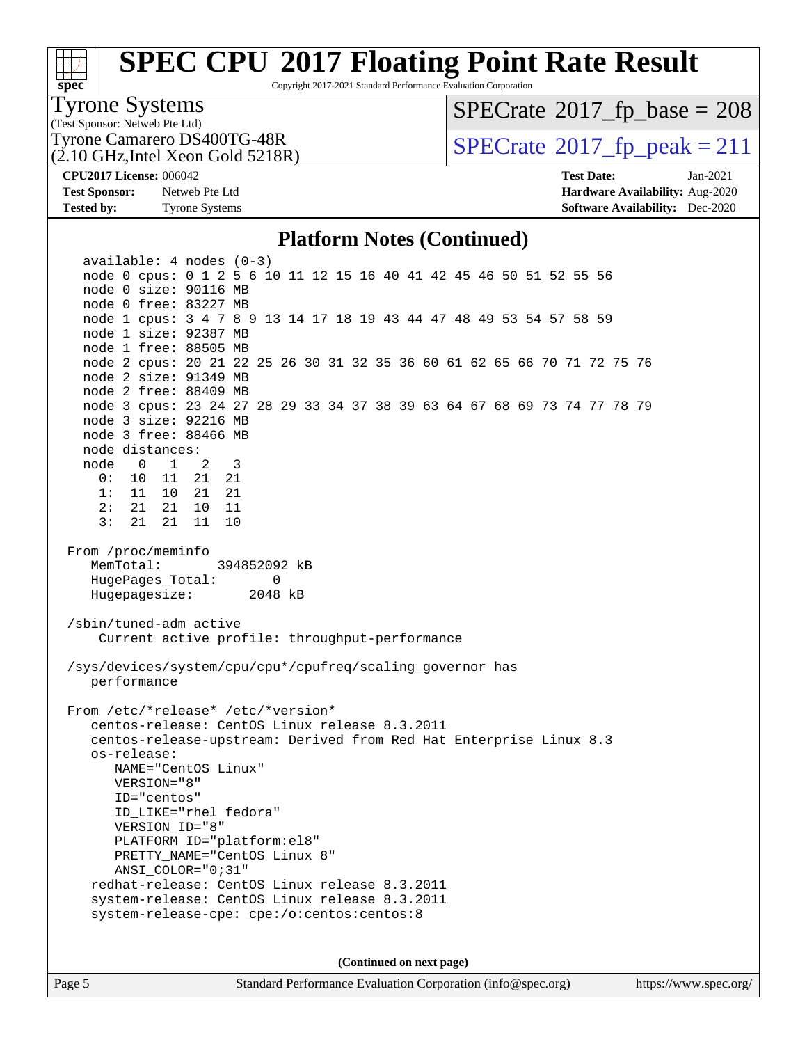# SPEC CPU 2017 Floating Point Rate Result

Copyright 2017-2021 Standard Performance Evaluation Corporation

**Tyrone Systems**
(Test Sponsor: Netweb Pte Ltd)
Tyrone Camarero DS400TG-48R
(2.10 GHz,Intel Xeon Gold 5218R)

SPECrate 2017_fp_base = 208
SPECrate 2017_fp_peak = 211

**CPU2017 License:** 006042
**Test Sponsor:** Netweb Pte Ltd
**Tested by:** Tyrone Systems

**Test Date:** Jan-2021
**Hardware Availability:** Aug-2020
**Software Availability:** Dec-2020

## Platform Notes (Continued)

```
   available: 4 nodes (0-3)
   node 0 cpus: 0 1 2 5 6 10 11 12 15 16 40 41 42 45 46 50 51 52 55 56
   node 0 size: 90116 MB
   node 0 free: 83227 MB
   node 1 cpus: 3 4 7 8 9 13 14 17 18 19 43 44 47 48 49 53 54 57 58 59
   node 1 size: 92387 MB
   node 1 free: 88505 MB
   node 2 cpus: 20 21 22 25 26 30 31 32 35 36 60 61 62 65 66 70 71 72 75 76
   node 2 size: 91349 MB
   node 2 free: 88409 MB
   node 3 cpus: 23 24 27 28 29 33 34 37 38 39 63 64 67 68 69 73 74 77 78 79
   node 3 size: 92216 MB
   node 3 free: 88466 MB
   node distances:
   node   0   1   2   3
     0:  10  11  21  21
     1:  11  10  21  21
     2:  21  21  10  11
     3:  21  21  11  10

 From /proc/meminfo
    MemTotal:       394852092 kB
    HugePages_Total:       0
    Hugepagesize:       2048 kB

 /sbin/tuned-adm active
     Current active profile: throughput-performance

 /sys/devices/system/cpu/cpu*/cpufreq/scaling_governor has
    performance

 From /etc/*release* /etc/*version*
    centos-release: CentOS Linux release 8.3.2011
    centos-release-upstream: Derived from Red Hat Enterprise Linux 8.3
    os-release:
       NAME="CentOS Linux"
       VERSION="8"
       ID="centos"
       ID_LIKE="rhel fedora"
       VERSION_ID="8"
       PLATFORM_ID="platform:el8"
       PRETTY_NAME="CentOS Linux 8"
       ANSI_COLOR="0;31"
    redhat-release: CentOS Linux release 8.3.2011
    system-release: CentOS Linux release 8.3.2011
    system-release-cpe: cpe:/o:centos:centos:8
```

(Continued on next page)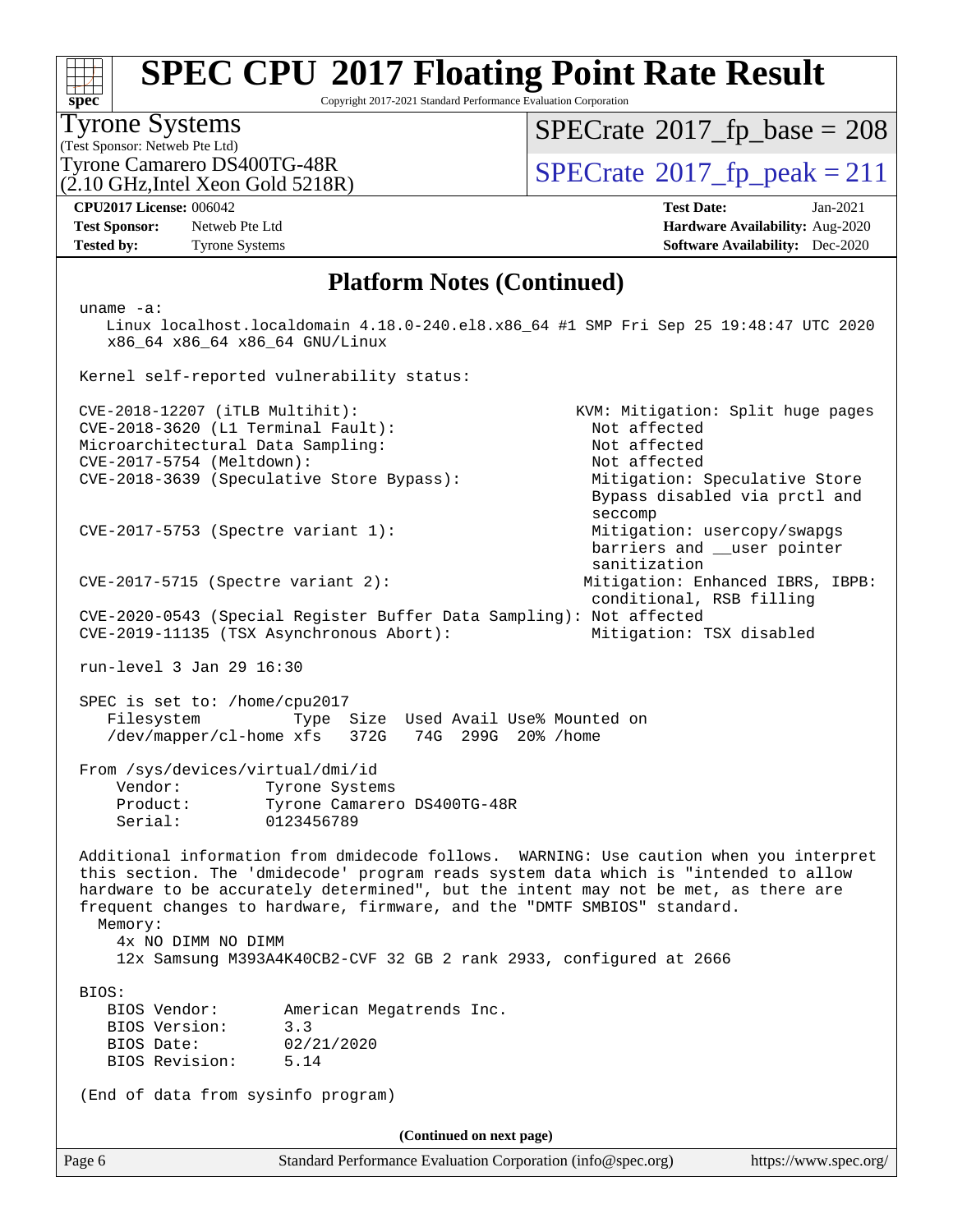# SPEC CPU 2017 Floating Point Rate Result

Copyright 2017-2021 Standard Performance Evaluation Corporation

**Tyrone Systems**
(Test Sponsor: Netweb Pte Ltd)
Tyrone Camarero DS400TG-48R
(2.10 GHz,Intel Xeon Gold 5218R)

SPECrate 2017_fp_base = 208
SPECrate 2017_fp_peak = 211

**CPU2017 License:** 006042
**Test Sponsor:** Netweb Pte Ltd
**Tested by:** Tyrone Systems

**Test Date:** Jan-2021
**Hardware Availability:** Aug-2020
**Software Availability:** Dec-2020

## Platform Notes (Continued)

```
uname -a:
   Linux localhost.localdomain 4.18.0-240.el8.x86_64 #1 SMP Fri Sep 25 19:48:47 UTC 2020
   x86_64 x86_64 x86_64 GNU/Linux

Kernel self-reported vulnerability status:

CVE-2018-12207 (iTLB Multihit):                            KVM: Mitigation: Split huge pages
CVE-2018-3620 (L1 Terminal Fault):                           Not affected
Microarchitectural Data Sampling:                            Not affected
CVE-2017-5754 (Meltdown):                                    Not affected
CVE-2018-3639 (Speculative Store Bypass):                    Mitigation: Speculative Store
                                                             Bypass disabled via prctl and
                                                             seccomp
CVE-2017-5753 (Spectre variant 1):                           Mitigation: usercopy/swapgs
                                                             barriers and __user pointer
                                                             sanitization
CVE-2017-5715 (Spectre variant 2):                          Mitigation: Enhanced IBRS, IBPB:
                                                             conditional, RSB filling
CVE-2020-0543 (Special Register Buffer Data Sampling): Not affected
CVE-2019-11135 (TSX Asynchronous Abort):                     Mitigation: TSX disabled

run-level 3 Jan 29 16:30

SPEC is set to: /home/cpu2017
   Filesystem          Type  Size  Used Avail Use% Mounted on
   /dev/mapper/cl-home xfs   372G   74G  299G  20% /home

From /sys/devices/virtual/dmi/id
    Vendor:         Tyrone Systems
    Product:        Tyrone Camarero DS400TG-48R
    Serial:         0123456789

Additional information from dmidecode follows.  WARNING: Use caution when you interpret
this section. The 'dmidecode' program reads system data which is "intended to allow
hardware to be accurately determined", but the intent may not be met, as there are
frequent changes to hardware, firmware, and the "DMTF SMBIOS" standard.
  Memory:
    4x NO DIMM NO DIMM
    12x Samsung M393A4K40CB2-CVF 32 GB 2 rank 2933, configured at 2666

BIOS:
   BIOS Vendor:       American Megatrends Inc.
   BIOS Version:      3.3
   BIOS Date:         02/21/2020
   BIOS Revision:     5.14

(End of data from sysinfo program)
```

**(Continued on next page)**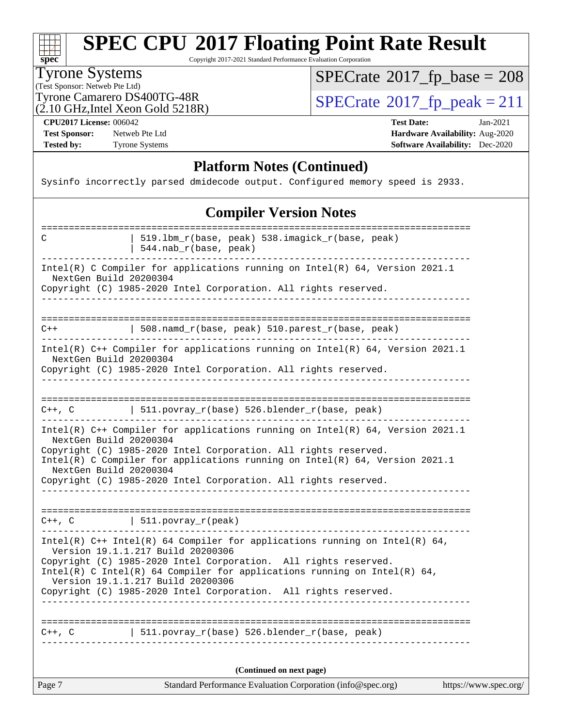# SPEC CPU 2017 Floating Point Rate Result

Copyright 2017-2021 Standard Performance Evaluation Corporation

**Tyrone Systems**
(Test Sponsor: Netweb Pte Ltd)
Tyrone Camarero DS400TG-48R
(2.10 GHz,Intel Xeon Gold 5218R)

SPECrate 2017_fp_base = 208
SPECrate 2017_fp_peak = 211

**CPU2017 License:** 006042
**Test Sponsor:** Netweb Pte Ltd
**Tested by:** Tyrone Systems

**Test Date:** Jan-2021
**Hardware Availability:** Aug-2020
**Software Availability:** Dec-2020

## Platform Notes (Continued)

```
Sysinfo incorrectly parsed dmidecode output. Configured memory speed is 2933.
```

## Compiler Version Notes

```
==============================================================================
C               | 519.lbm_r(base, peak) 538.imagick_r(base, peak)
                | 544.nab_r(base, peak)
------------------------------------------------------------------------------
Intel(R) C Compiler for applications running on Intel(R) 64, Version 2021.1
  NextGen Build 20200304
Copyright (C) 1985-2020 Intel Corporation. All rights reserved.
------------------------------------------------------------------------------

==============================================================================
C++             | 508.namd_r(base, peak) 510.parest_r(base, peak)
------------------------------------------------------------------------------
Intel(R) C++ Compiler for applications running on Intel(R) 64, Version 2021.1
  NextGen Build 20200304
Copyright (C) 1985-2020 Intel Corporation. All rights reserved.
------------------------------------------------------------------------------

==============================================================================
C++, C          | 511.povray_r(base) 526.blender_r(base, peak)
------------------------------------------------------------------------------
Intel(R) C++ Compiler for applications running on Intel(R) 64, Version 2021.1
  NextGen Build 20200304
Copyright (C) 1985-2020 Intel Corporation. All rights reserved.
Intel(R) C Compiler for applications running on Intel(R) 64, Version 2021.1
  NextGen Build 20200304
Copyright (C) 1985-2020 Intel Corporation. All rights reserved.
------------------------------------------------------------------------------

==============================================================================
C++, C          | 511.povray_r(peak)
------------------------------------------------------------------------------
Intel(R) C++ Intel(R) 64 Compiler for applications running on Intel(R) 64,
  Version 19.1.1.217 Build 20200306
Copyright (C) 1985-2020 Intel Corporation.  All rights reserved.
Intel(R) C Intel(R) 64 Compiler for applications running on Intel(R) 64,
  Version 19.1.1.217 Build 20200306
Copyright (C) 1985-2020 Intel Corporation.  All rights reserved.
------------------------------------------------------------------------------

==============================================================================
C++, C          | 511.povray_r(base) 526.blender_r(base, peak)
------------------------------------------------------------------------------
```

(Continued on next page)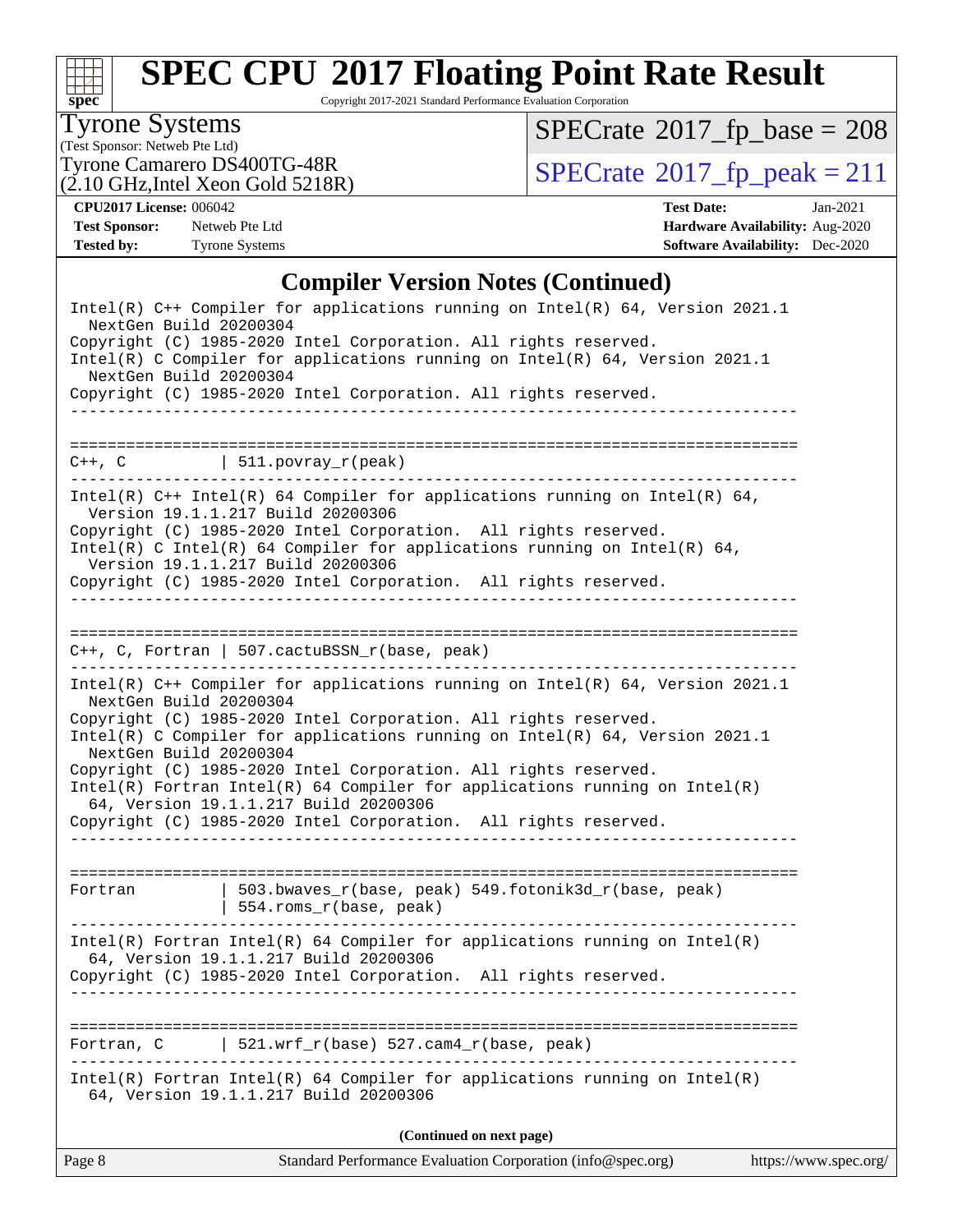# SPEC CPU 2017 Floating Point Rate Result

Copyright 2017-2021 Standard Performance Evaluation Corporation

**Tyrone Systems**
(Test Sponsor: Netweb Pte Ltd)
Tyrone Camarero DS400TG-48R
(2.10 GHz,Intel Xeon Gold 5218R)

SPECrate 2017_fp_base = 208

SPECrate 2017_fp_peak = 211

| | | | |
|---|---|---|---|
| **CPU2017 License:** | 006042 | **Test Date:** | Jan-2021 |
| **Test Sponsor:** | Netweb Pte Ltd | **Hardware Availability:** | Aug-2020 |
| **Tested by:** | Tyrone Systems | **Software Availability:** | Dec-2020 |

## Compiler Version Notes (Continued)

```
Intel(R) C++ Compiler for applications running on Intel(R) 64, Version 2021.1
  NextGen Build 20200304
Copyright (C) 1985-2020 Intel Corporation. All rights reserved.
Intel(R) C Compiler for applications running on Intel(R) 64, Version 2021.1
  NextGen Build 20200304
Copyright (C) 1985-2020 Intel Corporation. All rights reserved.
------------------------------------------------------------------------------

==============================================================================
C++, C          | 511.povray_r(peak)
------------------------------------------------------------------------------
Intel(R) C++ Intel(R) 64 Compiler for applications running on Intel(R) 64,
  Version 19.1.1.217 Build 20200306
Copyright (C) 1985-2020 Intel Corporation.  All rights reserved.
Intel(R) C Intel(R) 64 Compiler for applications running on Intel(R) 64,
  Version 19.1.1.217 Build 20200306
Copyright (C) 1985-2020 Intel Corporation.  All rights reserved.
------------------------------------------------------------------------------

==============================================================================
C++, C, Fortran | 507.cactuBSSN_r(base, peak)
------------------------------------------------------------------------------
Intel(R) C++ Compiler for applications running on Intel(R) 64, Version 2021.1
  NextGen Build 20200304
Copyright (C) 1985-2020 Intel Corporation. All rights reserved.
Intel(R) C Compiler for applications running on Intel(R) 64, Version 2021.1
  NextGen Build 20200304
Copyright (C) 1985-2020 Intel Corporation. All rights reserved.
Intel(R) Fortran Intel(R) 64 Compiler for applications running on Intel(R)
  64, Version 19.1.1.217 Build 20200306
Copyright (C) 1985-2020 Intel Corporation.  All rights reserved.
------------------------------------------------------------------------------

==============================================================================
Fortran         | 503.bwaves_r(base, peak) 549.fotonik3d_r(base, peak)
                | 554.roms_r(base, peak)
------------------------------------------------------------------------------
Intel(R) Fortran Intel(R) 64 Compiler for applications running on Intel(R)
  64, Version 19.1.1.217 Build 20200306
Copyright (C) 1985-2020 Intel Corporation.  All rights reserved.
------------------------------------------------------------------------------

==============================================================================
Fortran, C      | 521.wrf_r(base) 527.cam4_r(base, peak)
------------------------------------------------------------------------------
Intel(R) Fortran Intel(R) 64 Compiler for applications running on Intel(R)
  64, Version 19.1.1.217 Build 20200306
```

**(Continued on next page)**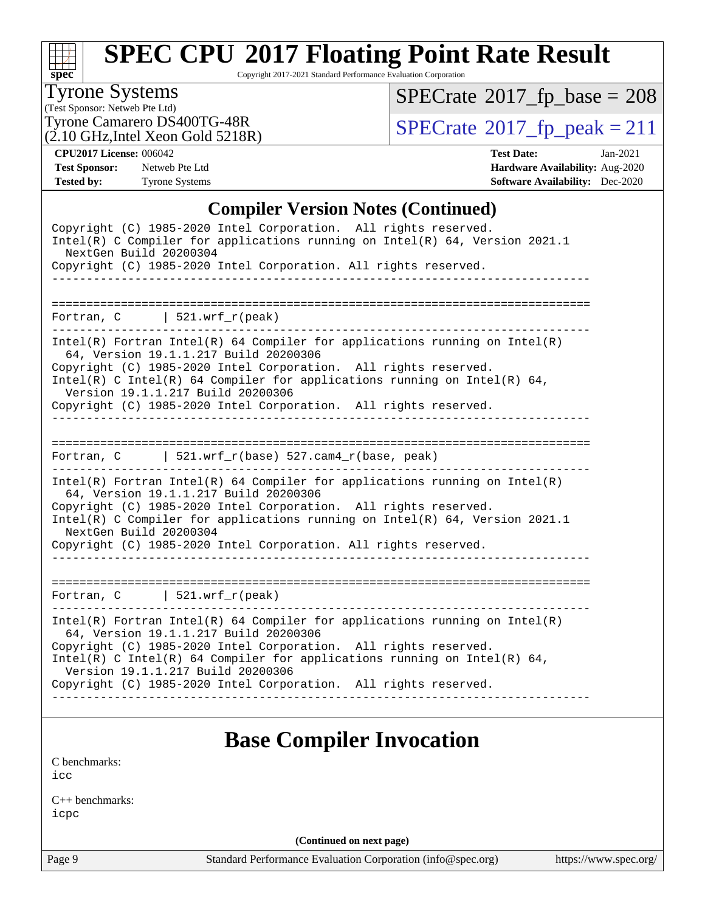# SPEC CPU 2017 Floating Point Rate Result

Copyright 2017-2021 Standard Performance Evaluation Corporation

**Tyrone Systems**
(Test Sponsor: Netweb Pte Ltd)
Tyrone Camarero DS400TG-48R
(2.10 GHz,Intel Xeon Gold 5218R)

SPECrate 2017_fp_base = 208
SPECrate 2017_fp_peak = 211

**CPU2017 License:** 006042
**Test Sponsor:** Netweb Pte Ltd
**Tested by:** Tyrone Systems

**Test Date:** Jan-2021
**Hardware Availability:** Aug-2020
**Software Availability:** Dec-2020

## Compiler Version Notes (Continued)

```
Copyright (C) 1985-2020 Intel Corporation.  All rights reserved.
Intel(R) C Compiler for applications running on Intel(R) 64, Version 2021.1
  NextGen Build 20200304
Copyright (C) 1985-2020 Intel Corporation. All rights reserved.
------------------------------------------------------------------------------

==============================================================================
Fortran, C       | 521.wrf_r(peak)
------------------------------------------------------------------------------
Intel(R) Fortran Intel(R) 64 Compiler for applications running on Intel(R)
  64, Version 19.1.1.217 Build 20200306
Copyright (C) 1985-2020 Intel Corporation.  All rights reserved.
Intel(R) C Intel(R) 64 Compiler for applications running on Intel(R) 64,
  Version 19.1.1.217 Build 20200306
Copyright (C) 1985-2020 Intel Corporation.  All rights reserved.
------------------------------------------------------------------------------

==============================================================================
Fortran, C       | 521.wrf_r(base) 527.cam4_r(base, peak)
------------------------------------------------------------------------------
Intel(R) Fortran Intel(R) 64 Compiler for applications running on Intel(R)
  64, Version 19.1.1.217 Build 20200306
Copyright (C) 1985-2020 Intel Corporation.  All rights reserved.
Intel(R) C Compiler for applications running on Intel(R) 64, Version 2021.1
  NextGen Build 20200304
Copyright (C) 1985-2020 Intel Corporation. All rights reserved.
------------------------------------------------------------------------------

==============================================================================
Fortran, C       | 521.wrf_r(peak)
------------------------------------------------------------------------------
Intel(R) Fortran Intel(R) 64 Compiler for applications running on Intel(R)
  64, Version 19.1.1.217 Build 20200306
Copyright (C) 1985-2020 Intel Corporation.  All rights reserved.
Intel(R) C Intel(R) 64 Compiler for applications running on Intel(R) 64,
  Version 19.1.1.217 Build 20200306
Copyright (C) 1985-2020 Intel Corporation.  All rights reserved.
------------------------------------------------------------------------------
```

## Base Compiler Invocation

C benchmarks:
icc

C++ benchmarks:
icpc

**(Continued on next page)**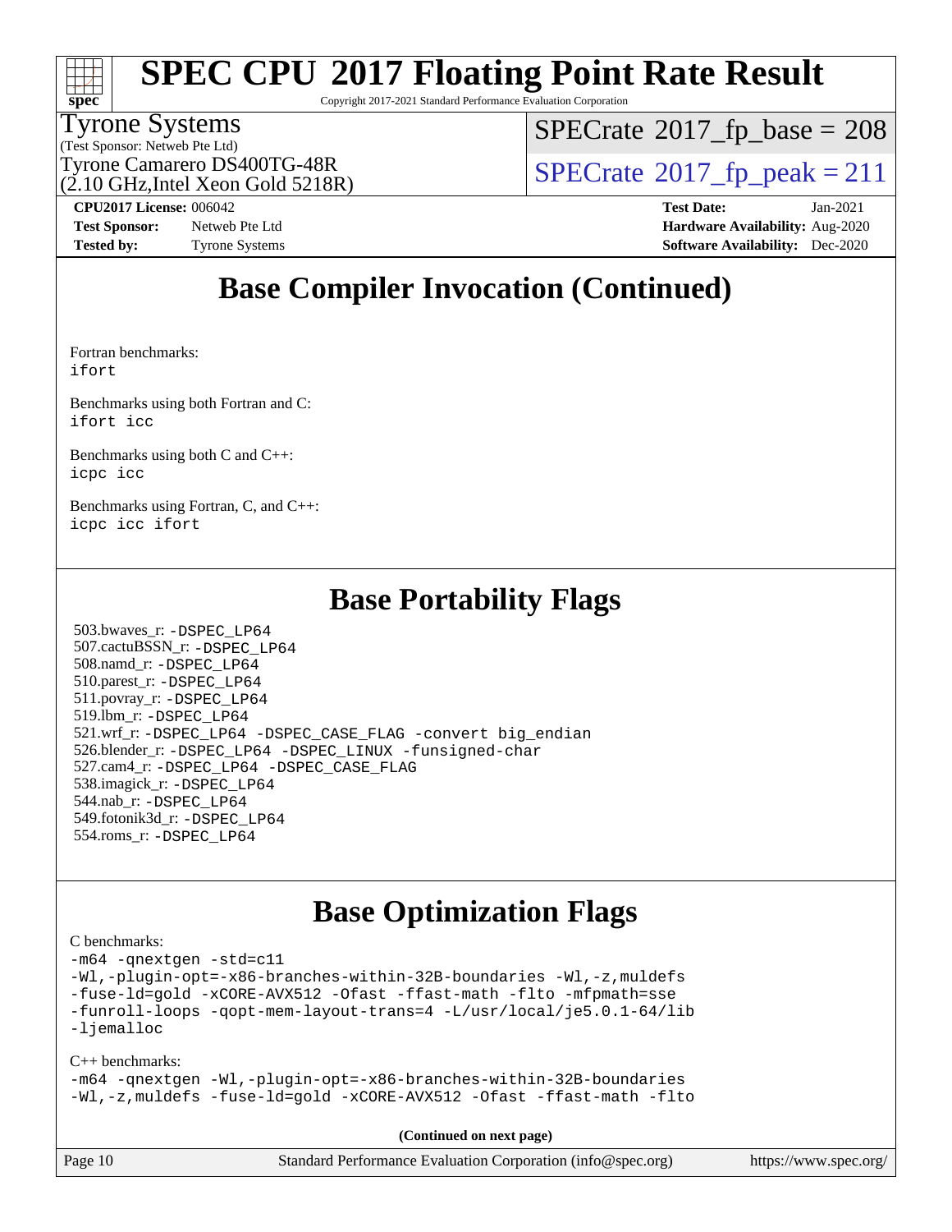## Base Compiler Invocation (Continued)

Fortran benchmarks:
```
ifort
```

Benchmarks using both Fortran and C:
```
ifort icc
```

Benchmarks using both C and C++:
```
icpc icc
```

Benchmarks using Fortran, C, and C++:
```
icpc icc ifort
```

## Base Portability Flags

503.bwaves_r: -DSPEC_LP64
507.cactuBSSN_r: -DSPEC_LP64
508.namd_r: -DSPEC_LP64
510.parest_r: -DSPEC_LP64
511.povray_r: -DSPEC_LP64
519.lbm_r: -DSPEC_LP64
521.wrf_r: -DSPEC_LP64 -DSPEC_CASE_FLAG -convert big_endian
526.blender_r: -DSPEC_LP64 -DSPEC_LINUX -funsigned-char
527.cam4_r: -DSPEC_LP64 -DSPEC_CASE_FLAG
538.imagick_r: -DSPEC_LP64
544.nab_r: -DSPEC_LP64
549.fotonik3d_r: -DSPEC_LP64
554.roms_r: -DSPEC_LP64

## Base Optimization Flags

C benchmarks:
```
-m64 -qnextgen -std=c11
-Wl,-plugin-opt=-x86-branches-within-32B-boundaries -Wl,-z,muldefs
-fuse-ld=gold -xCORE-AVX512 -Ofast -ffast-math -flto -mfpmath=sse
-funroll-loops -qopt-mem-layout-trans=4 -L/usr/local/je5.0.1-64/lib
-ljemalloc
```

C++ benchmarks:
```
-m64 -qnextgen -Wl,-plugin-opt=-x86-branches-within-32B-boundaries
-Wl,-z,muldefs -fuse-ld=gold -xCORE-AVX512 -Ofast -ffast-math -flto
```

**(Continued on next page)**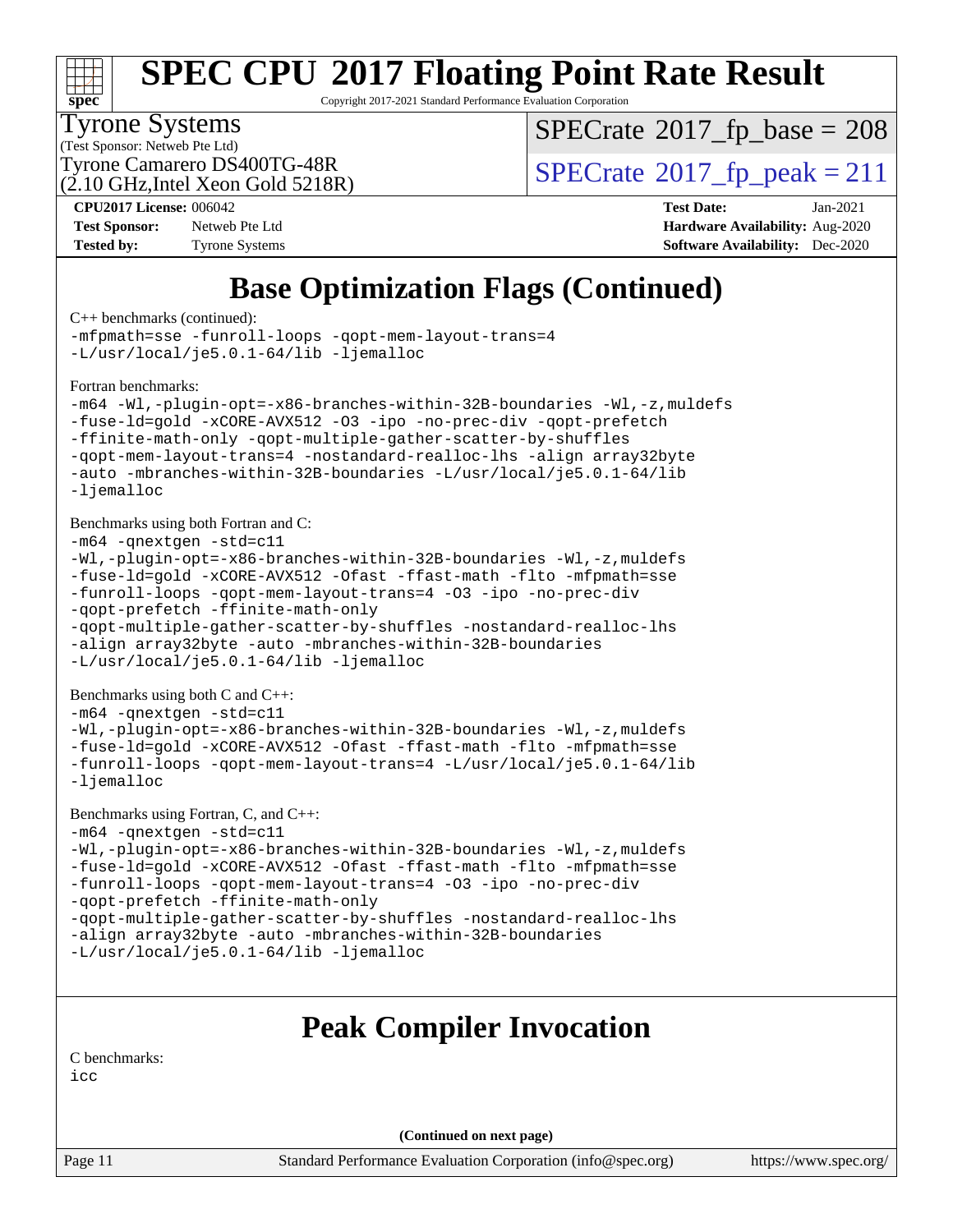# SPEC CPU 2017 Floating Point Rate Result

Copyright 2017-2021 Standard Performance Evaluation Corporation

Tyrone Systems
(Test Sponsor: Netweb Pte Ltd)
Tyrone Camarero DS400TG-48R
(2.10 GHz,Intel Xeon Gold 5218R)

SPECrate 2017_fp_base = 208
SPECrate 2017_fp_peak = 211

**CPU2017 License:** 006042
**Test Sponsor:** Netweb Pte Ltd
**Tested by:** Tyrone Systems

**Test Date:** Jan-2021
**Hardware Availability:** Aug-2020
**Software Availability:** Dec-2020

## Base Optimization Flags (Continued)

C++ benchmarks (continued):

```
-mfpmath=sse -funroll-loops -qopt-mem-layout-trans=4
-L/usr/local/je5.0.1-64/lib -ljemalloc
```

Fortran benchmarks:

```
-m64 -Wl,-plugin-opt=-x86-branches-within-32B-boundaries -Wl,-z,muldefs
-fuse-ld=gold -xCORE-AVX512 -O3 -ipo -no-prec-div -qopt-prefetch
-ffinite-math-only -qopt-multiple-gather-scatter-by-shuffles
-qopt-mem-layout-trans=4 -nostandard-realloc-lhs -align array32byte
-auto -mbranches-within-32B-boundaries -L/usr/local/je5.0.1-64/lib
-ljemalloc
```

Benchmarks using both Fortran and C:

```
-m64 -qnextgen -std=c11
-Wl,-plugin-opt=-x86-branches-within-32B-boundaries -Wl,-z,muldefs
-fuse-ld=gold -xCORE-AVX512 -Ofast -ffast-math -flto -mfpmath=sse
-funroll-loops -qopt-mem-layout-trans=4 -O3 -ipo -no-prec-div
-qopt-prefetch -ffinite-math-only
-qopt-multiple-gather-scatter-by-shuffles -nostandard-realloc-lhs
-align array32byte -auto -mbranches-within-32B-boundaries
-L/usr/local/je5.0.1-64/lib -ljemalloc
```

Benchmarks using both C and C++:

```
-m64 -qnextgen -std=c11
-Wl,-plugin-opt=-x86-branches-within-32B-boundaries -Wl,-z,muldefs
-fuse-ld=gold -xCORE-AVX512 -Ofast -ffast-math -flto -mfpmath=sse
-funroll-loops -qopt-mem-layout-trans=4 -L/usr/local/je5.0.1-64/lib
-ljemalloc
```

Benchmarks using Fortran, C, and C++:

```
-m64 -qnextgen -std=c11
-Wl,-plugin-opt=-x86-branches-within-32B-boundaries -Wl,-z,muldefs
-fuse-ld=gold -xCORE-AVX512 -Ofast -ffast-math -flto -mfpmath=sse
-funroll-loops -qopt-mem-layout-trans=4 -O3 -ipo -no-prec-div
-qopt-prefetch -ffinite-math-only
-qopt-multiple-gather-scatter-by-shuffles -nostandard-realloc-lhs
-align array32byte -auto -mbranches-within-32B-boundaries
-L/usr/local/je5.0.1-64/lib -ljemalloc
```

## Peak Compiler Invocation

C benchmarks:

```
icc
```

**(Continued on next page)**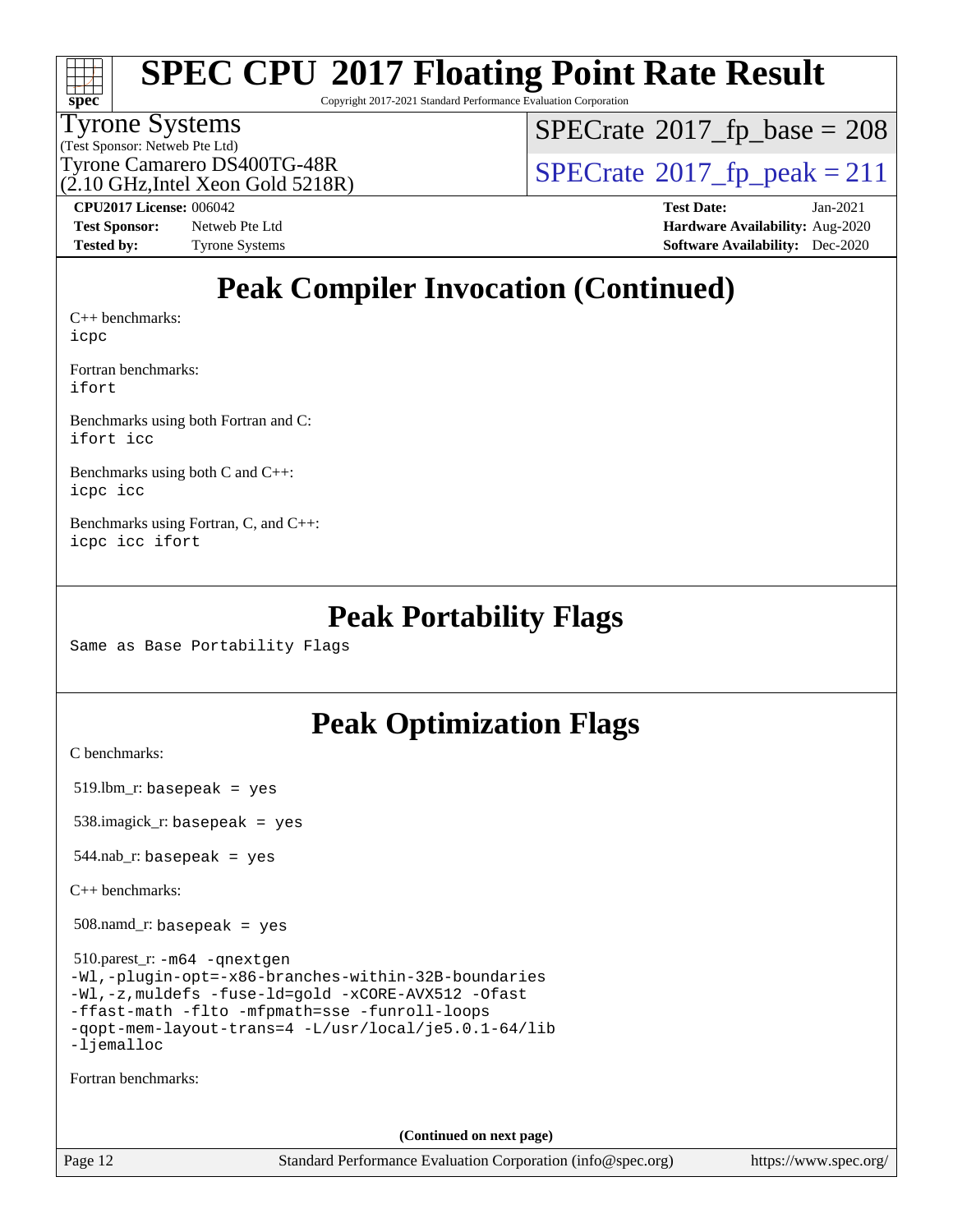# SPEC CPU 2017 Floating Point Rate Result

Copyright 2017-2021 Standard Performance Evaluation Corporation

Tyrone Systems
(Test Sponsor: Netweb Pte Ltd)
Tyrone Camarero DS400TG-48R
(2.10 GHz,Intel Xeon Gold 5218R)

SPECrate 2017_fp_base = 208
SPECrate 2017_fp_peak = 211

**CPU2017 License:** 006042
**Test Sponsor:** Netweb Pte Ltd
**Tested by:** Tyrone Systems

**Test Date:** Jan-2021
**Hardware Availability:** Aug-2020
**Software Availability:** Dec-2020

## Peak Compiler Invocation (Continued)

C++ benchmarks:
```
icpc
```

Fortran benchmarks:
```
ifort
```

Benchmarks using both Fortran and C:
```
ifort icc
```

Benchmarks using both C and C++:
```
icpc icc
```

Benchmarks using Fortran, C, and C++:
```
icpc icc ifort
```

## Peak Portability Flags

Same as Base Portability Flags

## Peak Optimization Flags

C benchmarks:

519.lbm_r: `basepeak = yes`

538.imagick_r: `basepeak = yes`

544.nab_r: `basepeak = yes`

C++ benchmarks:

508.namd_r: `basepeak = yes`

510.parest_r:
```
-m64 -qnextgen
-Wl,-plugin-opt=-x86-branches-within-32B-boundaries
-Wl,-z,muldefs -fuse-ld=gold -xCORE-AVX512 -Ofast
-ffast-math -flto -mfpmath=sse -funroll-loops
-qopt-mem-layout-trans=4 -L/usr/local/je5.0.1-64/lib
-ljemalloc
```

Fortran benchmarks:

(Continued on next page)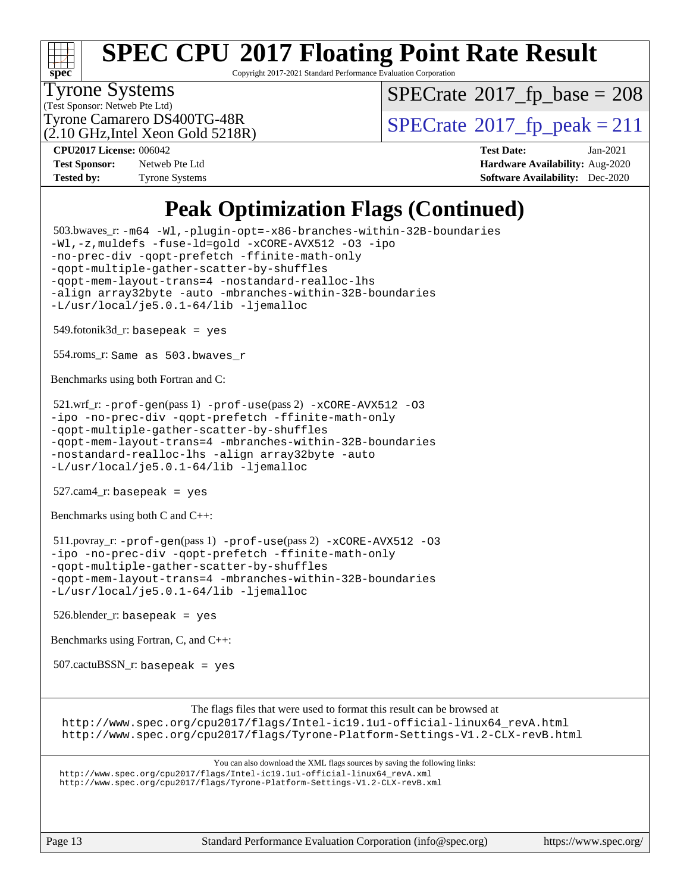# SPEC CPU 2017 Floating Point Rate Result

Copyright 2017-2021 Standard Performance Evaluation Corporation

**Tyrone Systems**
(Test Sponsor: Netweb Pte Ltd)
Tyrone Camarero DS400TG-48R
(2.10 GHz,Intel Xeon Gold 5218R)

SPECrate 2017_fp_base = 208

SPECrate 2017_fp_peak = 211

**CPU2017 License:** 006042
**Test Sponsor:** Netweb Pte Ltd
**Tested by:** Tyrone Systems

**Test Date:** Jan-2021
**Hardware Availability:** Aug-2020
**Software Availability:** Dec-2020

## Peak Optimization Flags (Continued)

503.bwaves_r: `-m64 -Wl,-plugin-opt=-x86-branches-within-32B-boundaries -Wl,-z,muldefs -fuse-ld=gold -xCORE-AVX512 -O3 -ipo -no-prec-div -qopt-prefetch -ffinite-math-only -qopt-multiple-gather-scatter-by-shuffles -qopt-mem-layout-trans=4 -nostandard-realloc-lhs -align array32byte -auto -mbranches-within-32B-boundaries -L/usr/local/je5.0.1-64/lib -ljemalloc`

549.fotonik3d_r: `basepeak = yes`

554.roms_r: `Same as 503.bwaves_r`

Benchmarks using both Fortran and C:

521.wrf_r: `-prof-gen`(pass 1) `-prof-use`(pass 2) `-xCORE-AVX512 -O3 -ipo -no-prec-div -qopt-prefetch -ffinite-math-only -qopt-multiple-gather-scatter-by-shuffles -qopt-mem-layout-trans=4 -mbranches-within-32B-boundaries -nostandard-realloc-lhs -align array32byte -auto -L/usr/local/je5.0.1-64/lib -ljemalloc`

527.cam4_r: `basepeak = yes`

Benchmarks using both C and C++:

511.povray_r: `-prof-gen`(pass 1) `-prof-use`(pass 2) `-xCORE-AVX512 -O3 -ipo -no-prec-div -qopt-prefetch -ffinite-math-only -qopt-multiple-gather-scatter-by-shuffles -qopt-mem-layout-trans=4 -mbranches-within-32B-boundaries -L/usr/local/je5.0.1-64/lib -ljemalloc`

526.blender_r: `basepeak = yes`

Benchmarks using Fortran, C, and C++:

507.cactuBSSN_r: `basepeak = yes`

The flags files that were used to format this result can be browsed at
http://www.spec.org/cpu2017/flags/Intel-ic19.1u1-official-linux64_revA.html
http://www.spec.org/cpu2017/flags/Tyrone-Platform-Settings-V1.2-CLX-revB.html

You can also download the XML flags sources by saving the following links:
http://www.spec.org/cpu2017/flags/Intel-ic19.1u1-official-linux64_revA.xml
http://www.spec.org/cpu2017/flags/Tyrone-Platform-Settings-V1.2-CLX-revB.xml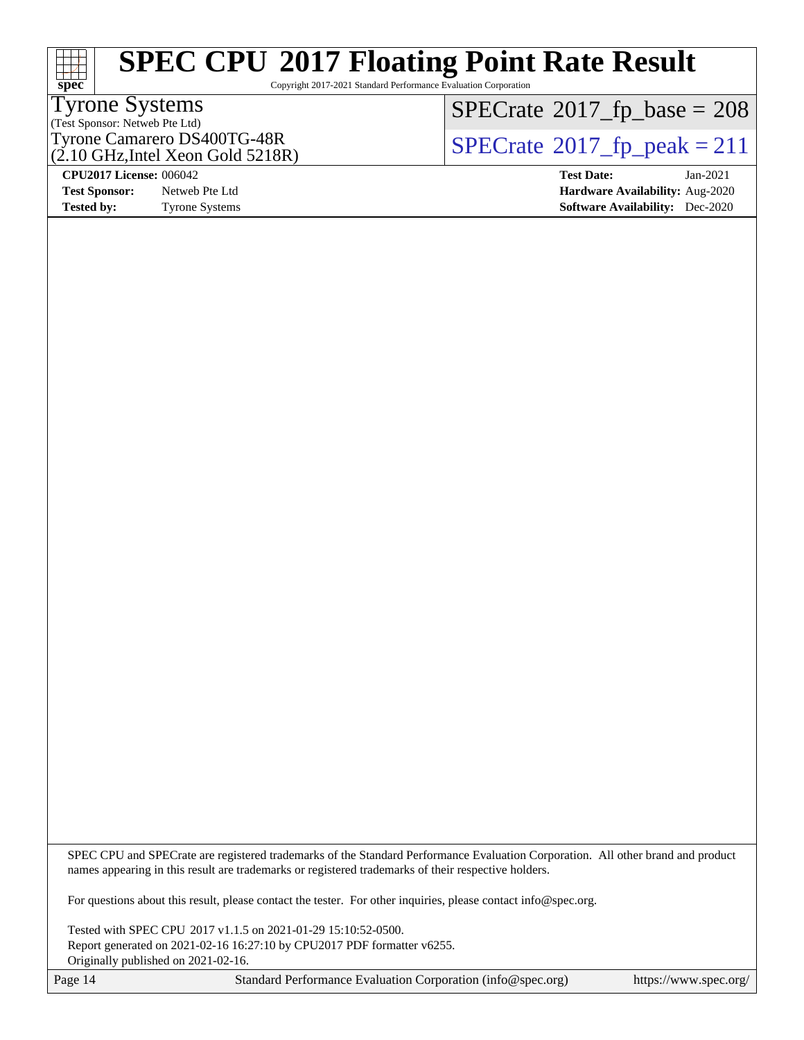SPEC CPU and SPECrate are registered trademarks of the Standard Performance Evaluation Corporation. All other brand and product names appearing in this result are trademarks or registered trademarks of their respective holders.

For questions about this result, please contact the tester. For other inquiries, please contact info@spec.org.

Tested with SPEC CPU 2017 v1.1.5 on 2021-01-29 15:10:52-0500.
Report generated on 2021-02-16 16:27:10 by CPU2017 PDF formatter v6255.
Originally published on 2021-02-16.